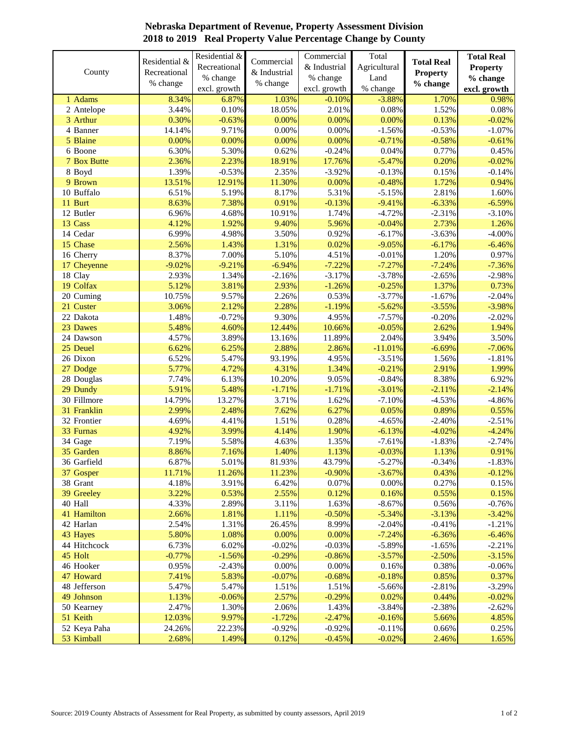# Nebraska Department of Revenue, Property Assessment Division
## 2018 to 2019 Real Property Value Percentage Change by County

| County | Residential & Recreational % change | Residential & Recreational % change excl. growth | Commercial & Industrial % change | Commercial & Industrial % change excl. growth | Total Agricultural Land % change | **Total Real Property % change** | **Total Real Property % change excl. growth** |
|---|---|---|---|---|---|---|---|
| 1 Adams | 8.34% | 6.87% | 1.03% | -0.10% | -3.88% | 1.70% | 0.98% |
| 2 Antelope | 3.44% | 0.10% | 18.05% | 2.01% | 0.08% | 1.52% | 0.08% |
| 3 Arthur | 0.30% | -0.63% | 0.00% | 0.00% | 0.00% | 0.13% | -0.02% |
| 4 Banner | 14.14% | 9.71% | 0.00% | 0.00% | -1.56% | -0.53% | -1.07% |
| 5 Blaine | 0.00% | 0.00% | 0.00% | 0.00% | -0.71% | -0.58% | -0.61% |
| 6 Boone | 6.30% | 5.30% | 0.62% | -0.24% | 0.04% | 0.77% | 0.45% |
| 7 Box Butte | 2.36% | 2.23% | 18.91% | 17.76% | -5.47% | 0.20% | -0.02% |
| 8 Boyd | 1.39% | -0.53% | 2.35% | -3.92% | -0.13% | 0.15% | -0.14% |
| 9 Brown | 13.51% | 12.91% | 11.30% | 0.00% | -0.48% | 1.72% | 0.94% |
| 10 Buffalo | 6.51% | 5.19% | 8.17% | 5.31% | -5.15% | 2.81% | 1.60% |
| 11 Burt | 8.63% | 7.38% | 0.91% | -0.13% | -9.41% | -6.33% | -6.59% |
| 12 Butler | 6.96% | 4.68% | 10.91% | 1.74% | -4.72% | -2.31% | -3.10% |
| 13 Cass | 4.12% | 1.92% | 9.40% | 5.96% | -0.04% | 2.73% | 1.26% |
| 14 Cedar | 6.99% | 4.98% | 3.50% | 0.92% | -6.17% | -3.63% | -4.00% |
| 15 Chase | 2.56% | 1.43% | 1.31% | 0.02% | -9.05% | -6.17% | -6.46% |
| 16 Cherry | 8.37% | 7.00% | 5.10% | 4.51% | -0.01% | 1.20% | 0.97% |
| 17 Cheyenne | -9.02% | -9.21% | -6.94% | -7.22% | -7.27% | -7.24% | -7.36% |
| 18 Clay | 2.93% | 1.34% | -2.16% | -3.17% | -3.78% | -2.65% | -2.98% |
| 19 Colfax | 5.12% | 3.81% | 2.93% | -1.26% | -0.25% | 1.37% | 0.73% |
| 20 Cuming | 10.75% | 9.57% | 2.26% | 0.53% | -3.77% | -1.67% | -2.04% |
| 21 Custer | 3.06% | 2.12% | 2.28% | -1.19% | -5.62% | -3.55% | -3.98% |
| 22 Dakota | 1.48% | -0.72% | 9.30% | 4.95% | -7.57% | -0.20% | -2.02% |
| 23 Dawes | 5.48% | 4.60% | 12.44% | 10.66% | -0.05% | 2.62% | 1.94% |
| 24 Dawson | 4.57% | 3.89% | 13.16% | 11.89% | 2.04% | 3.94% | 3.50% |
| 25 Deuel | 6.62% | 6.25% | 2.88% | 2.86% | -11.01% | -6.69% | -7.06% |
| 26 Dixon | 6.52% | 5.47% | 93.19% | 4.95% | -3.51% | 1.56% | -1.81% |
| 27 Dodge | 5.77% | 4.72% | 4.31% | 1.34% | -0.21% | 2.91% | 1.99% |
| 28 Douglas | 7.74% | 6.13% | 10.20% | 9.05% | -0.84% | 8.38% | 6.92% |
| 29 Dundy | 5.91% | 5.48% | -1.71% | -1.71% | -3.01% | -2.11% | -2.14% |
| 30 Fillmore | 14.79% | 13.27% | 3.71% | 1.62% | -7.10% | -4.53% | -4.86% |
| 31 Franklin | 2.99% | 2.48% | 7.62% | 6.27% | 0.05% | 0.89% | 0.55% |
| 32 Frontier | 4.69% | 4.41% | 1.51% | 0.28% | -4.65% | -2.40% | -2.51% |
| 33 Furnas | 4.92% | 3.99% | 4.14% | 1.90% | -6.13% | -4.02% | -4.24% |
| 34 Gage | 7.19% | 5.58% | 4.63% | 1.35% | -7.61% | -1.83% | -2.74% |
| 35 Garden | 8.86% | 7.16% | 1.40% | 1.13% | -0.03% | 1.13% | 0.91% |
| 36 Garfield | 6.87% | 5.01% | 81.93% | 43.79% | -5.27% | -0.34% | -1.83% |
| 37 Gosper | 11.71% | 11.26% | 11.23% | -0.90% | -3.67% | 0.43% | -0.12% |
| 38 Grant | 4.18% | 3.91% | 6.42% | 0.07% | 0.00% | 0.27% | 0.15% |
| 39 Greeley | 3.22% | 0.53% | 2.55% | 0.12% | 0.16% | 0.55% | 0.15% |
| 40 Hall | 4.33% | 2.89% | 3.11% | 1.63% | -8.67% | 0.56% | -0.76% |
| 41 Hamilton | 2.66% | 1.81% | 1.11% | -0.50% | -5.34% | -3.13% | -3.42% |
| 42 Harlan | 2.54% | 1.31% | 26.45% | 8.99% | -2.04% | -0.41% | -1.21% |
| 43 Hayes | 5.80% | 1.08% | 0.00% | 0.00% | -7.24% | -6.36% | -6.46% |
| 44 Hitchcock | 6.73% | 6.02% | -0.02% | -0.03% | -5.89% | -1.65% | -2.21% |
| 45 Holt | -0.77% | -1.56% | -0.29% | -0.86% | -3.57% | -2.50% | -3.15% |
| 46 Hooker | 0.95% | -2.43% | 0.00% | 0.00% | 0.16% | 0.38% | -0.06% |
| 47 Howard | 7.41% | 5.83% | -0.07% | -0.68% | -0.18% | 0.85% | 0.37% |
| 48 Jefferson | 5.47% | 5.47% | 1.51% | 1.51% | -5.66% | -2.81% | -3.29% |
| 49 Johnson | 1.13% | -0.06% | 2.57% | -0.29% | 0.02% | 0.44% | -0.02% |
| 50 Kearney | 2.47% | 1.30% | 2.06% | 1.43% | -3.84% | -2.38% | -2.62% |
| 51 Keith | 12.03% | 9.97% | -1.72% | -2.47% | -0.16% | 5.66% | 4.85% |
| 52 Keya Paha | 24.26% | 22.23% | -0.92% | -0.92% | -0.11% | 0.66% | 0.25% |
| 53 Kimball | 2.68% | 1.49% | 0.12% | -0.45% | -0.02% | 2.46% | 1.65% |

Source: 2019 County Abstracts of Assessment for Real Property, as submitted by county assessors, April 2019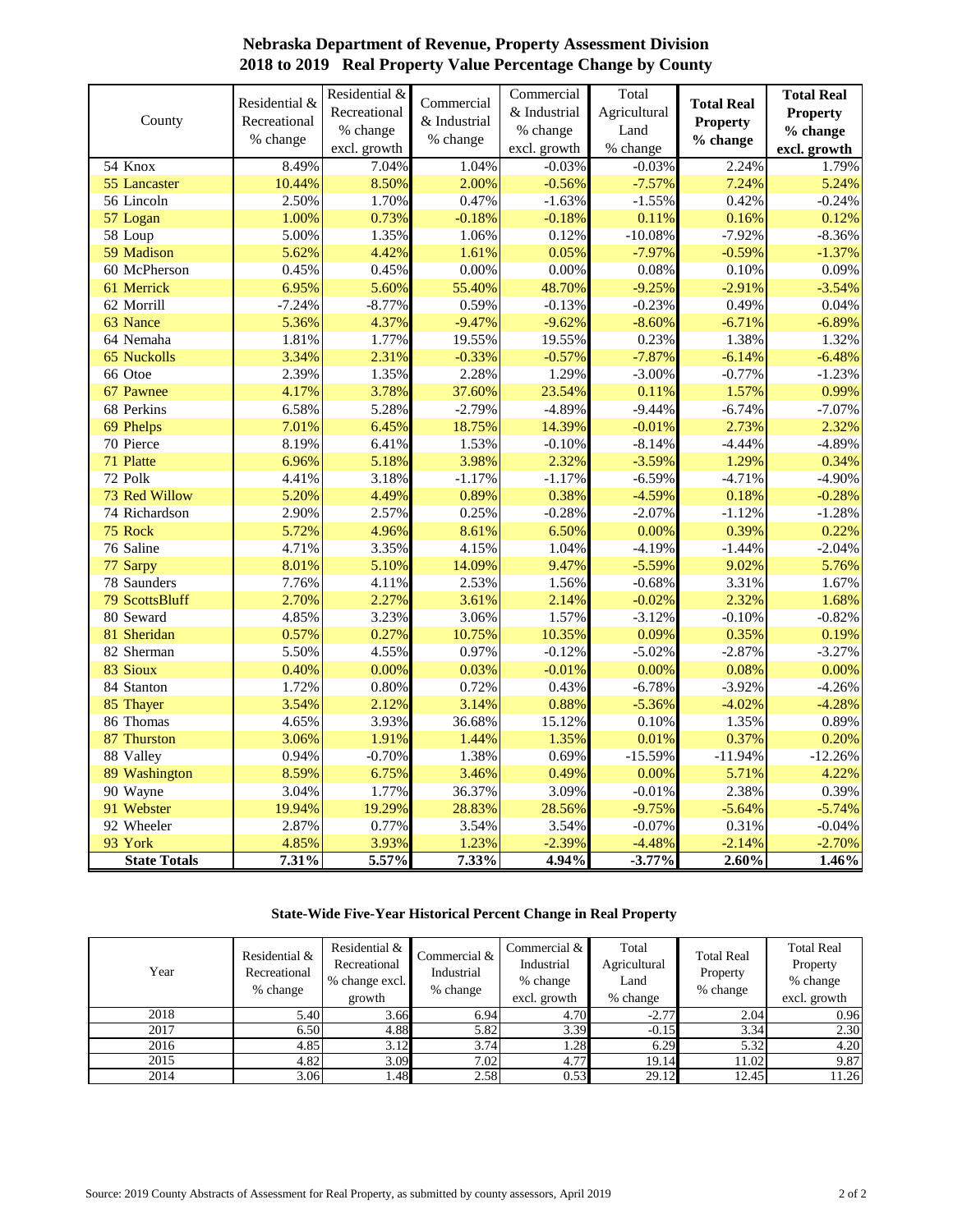# Nebraska Department of Revenue, Property Assessment Division
## 2018 to 2019 Real Property Value Percentage Change by County

| County | Residential & Recreational % change | Residential & Recreational % change excl. growth | Commercial & Industrial % change | Commercial & Industrial % change excl. growth | Total Agricultural Land % change | **Total Real Property % change** | **Total Real Property % change excl. growth** |
|---|---|---|---|---|---|---|---|
| 54 Knox | 8.49% | 7.04% | 1.04% | -0.03% | -0.03% | 2.24% | 1.79% |
| 55 Lancaster | 10.44% | 8.50% | 2.00% | -0.56% | -7.57% | 7.24% | 5.24% |
| 56 Lincoln | 2.50% | 1.70% | 0.47% | -1.63% | -1.55% | 0.42% | -0.24% |
| 57 Logan | 1.00% | 0.73% | -0.18% | -0.18% | 0.11% | 0.16% | 0.12% |
| 58 Loup | 5.00% | 1.35% | 1.06% | 0.12% | -10.08% | -7.92% | -8.36% |
| 59 Madison | 5.62% | 4.42% | 1.61% | 0.05% | -7.97% | -0.59% | -1.37% |
| 60 McPherson | 0.45% | 0.45% | 0.00% | 0.00% | 0.08% | 0.10% | 0.09% |
| 61 Merrick | 6.95% | 5.60% | 55.40% | 48.70% | -9.25% | -2.91% | -3.54% |
| 62 Morrill | -7.24% | -8.77% | 0.59% | -0.13% | -0.23% | 0.49% | 0.04% |
| 63 Nance | 5.36% | 4.37% | -9.47% | -9.62% | -8.60% | -6.71% | -6.89% |
| 64 Nemaha | 1.81% | 1.77% | 19.55% | 19.55% | 0.23% | 1.38% | 1.32% |
| 65 Nuckolls | 3.34% | 2.31% | -0.33% | -0.57% | -7.87% | -6.14% | -6.48% |
| 66 Otoe | 2.39% | 1.35% | 2.28% | 1.29% | -3.00% | -0.77% | -1.23% |
| 67 Pawnee | 4.17% | 3.78% | 37.60% | 23.54% | 0.11% | 1.57% | 0.99% |
| 68 Perkins | 6.58% | 5.28% | -2.79% | -4.89% | -9.44% | -6.74% | -7.07% |
| 69 Phelps | 7.01% | 6.45% | 18.75% | 14.39% | -0.01% | 2.73% | 2.32% |
| 70 Pierce | 8.19% | 6.41% | 1.53% | -0.10% | -8.14% | -4.44% | -4.89% |
| 71 Platte | 6.96% | 5.18% | 3.98% | 2.32% | -3.59% | 1.29% | 0.34% |
| 72 Polk | 4.41% | 3.18% | -1.17% | -1.17% | -6.59% | -4.71% | -4.90% |
| 73 Red Willow | 5.20% | 4.49% | 0.89% | 0.38% | -4.59% | 0.18% | -0.28% |
| 74 Richardson | 2.90% | 2.57% | 0.25% | -0.28% | -2.07% | -1.12% | -1.28% |
| 75 Rock | 5.72% | 4.96% | 8.61% | 6.50% | 0.00% | 0.39% | 0.22% |
| 76 Saline | 4.71% | 3.35% | 4.15% | 1.04% | -4.19% | -1.44% | -2.04% |
| 77 Sarpy | 8.01% | 5.10% | 14.09% | 9.47% | -5.59% | 9.02% | 5.76% |
| 78 Saunders | 7.76% | 4.11% | 2.53% | 1.56% | -0.68% | 3.31% | 1.67% |
| 79 ScottsBluff | 2.70% | 2.27% | 3.61% | 2.14% | -0.02% | 2.32% | 1.68% |
| 80 Seward | 4.85% | 3.23% | 3.06% | 1.57% | -3.12% | -0.10% | -0.82% |
| 81 Sheridan | 0.57% | 0.27% | 10.75% | 10.35% | 0.09% | 0.35% | 0.19% |
| 82 Sherman | 5.50% | 4.55% | 0.97% | -0.12% | -5.02% | -2.87% | -3.27% |
| 83 Sioux | 0.40% | 0.00% | 0.03% | -0.01% | 0.00% | 0.08% | 0.00% |
| 84 Stanton | 1.72% | 0.80% | 0.72% | 0.43% | -6.78% | -3.92% | -4.26% |
| 85 Thayer | 3.54% | 2.12% | 3.14% | 0.88% | -5.36% | -4.02% | -4.28% |
| 86 Thomas | 4.65% | 3.93% | 36.68% | 15.12% | 0.10% | 1.35% | 0.89% |
| 87 Thurston | 3.06% | 1.91% | 1.44% | 1.35% | 0.01% | 0.37% | 0.20% |
| 88 Valley | 0.94% | -0.70% | 1.38% | 0.69% | -15.59% | -11.94% | -12.26% |
| 89 Washington | 8.59% | 6.75% | 3.46% | 0.49% | 0.00% | 5.71% | 4.22% |
| 90 Wayne | 3.04% | 1.77% | 36.37% | 3.09% | -0.01% | 2.38% | 0.39% |
| 91 Webster | 19.94% | 19.29% | 28.83% | 28.56% | -9.75% | -5.64% | -5.74% |
| 92 Wheeler | 2.87% | 0.77% | 3.54% | 3.54% | -0.07% | 0.31% | -0.04% |
| 93 York | 4.85% | 3.93% | 1.23% | -2.39% | -4.48% | -2.14% | -2.70% |
| **State Totals** | **7.31%** | **5.57%** | **7.33%** | **4.94%** | **-3.77%** | **2.60%** | **1.46%** |

### State-Wide Five-Year Historical Percent Change in Real Property

| Year | Residential & Recreational % change | Residential & Recreational % change excl. growth | Commercial & Industrial % change | Commercial & Industrial % change excl. growth | Total Agricultural Land % change | Total Real Property % change | Total Real Property % change excl. growth |
|---|---|---|---|---|---|---|---|
| 2018 | 5.40 | 3.66 | 6.94 | 4.70 | -2.77 | 2.04 | 0.96 |
| 2017 | 6.50 | 4.88 | 5.82 | 3.39 | -0.15 | 3.34 | 2.30 |
| 2016 | 4.85 | 3.12 | 3.74 | 1.28 | 6.29 | 5.32 | 4.20 |
| 2015 | 4.82 | 3.09 | 7.02 | 4.77 | 19.14 | 11.02 | 9.87 |
| 2014 | 3.06 | 1.48 | 2.58 | 0.53 | 29.12 | 12.45 | 11.26 |

Source: 2019 County Abstracts of Assessment for Real Property, as submitted by county assessors, April 2019